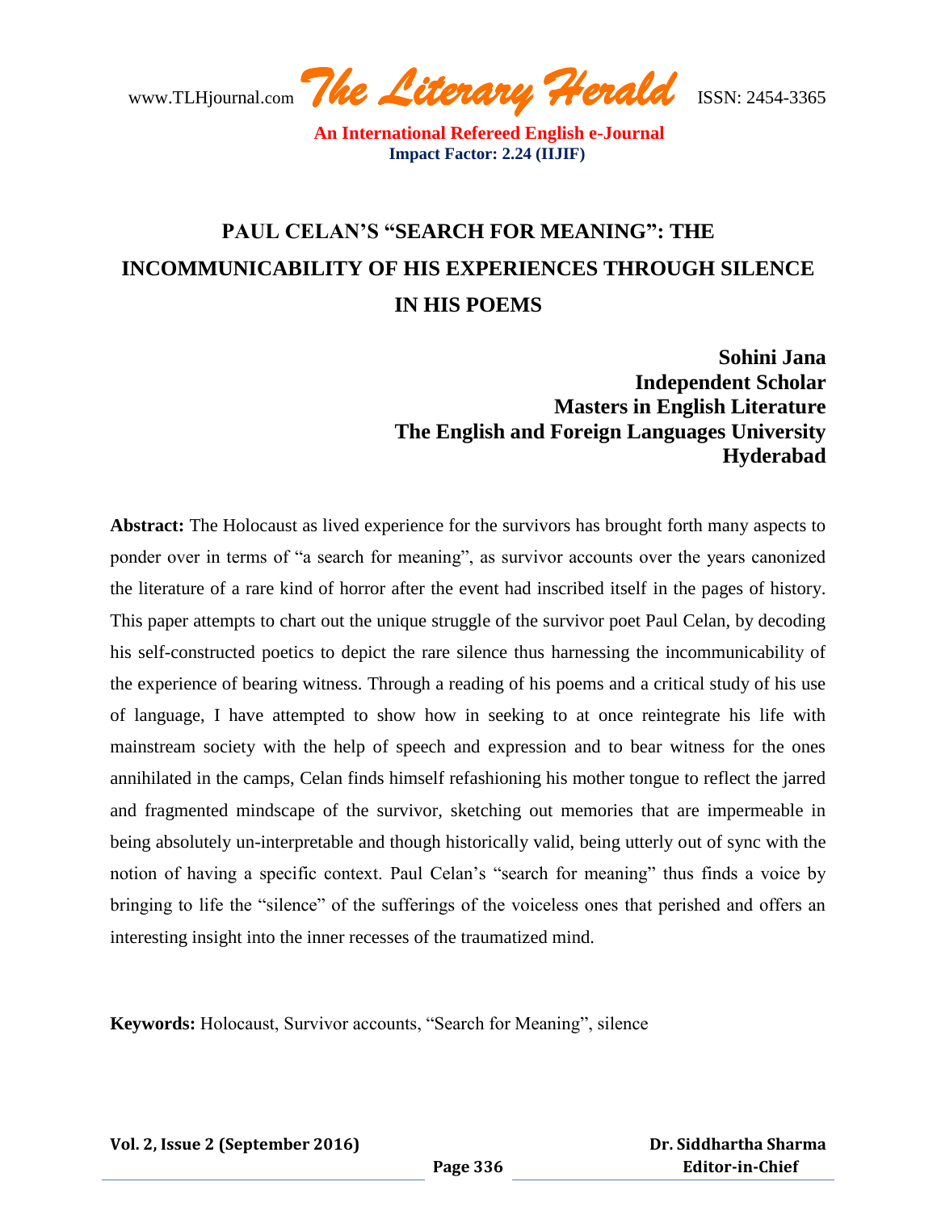# PAUL CELAN'S "SEARCH FOR MEANING": THE INCOMMUNICABILITY OF HIS EXPERIENCES THROUGH SILENCE IN HIS POEMS

**Sohini Jana**
**Independent Scholar**
**Masters in English Literature**
**The English and Foreign Languages University**
**Hyderabad**

**Abstract:** The Holocaust as lived experience for the survivors has brought forth many aspects to ponder over in terms of "a search for meaning", as survivor accounts over the years canonized the literature of a rare kind of horror after the event had inscribed itself in the pages of history. This paper attempts to chart out the unique struggle of the survivor poet Paul Celan, by decoding his self-constructed poetics to depict the rare silence thus harnessing the incommunicability of the experience of bearing witness. Through a reading of his poems and a critical study of his use of language, I have attempted to show how in seeking to at once reintegrate his life with mainstream society with the help of speech and expression and to bear witness for the ones annihilated in the camps, Celan finds himself refashioning his mother tongue to reflect the jarred and fragmented mindscape of the survivor, sketching out memories that are impermeable in being absolutely un-interpretable and though historically valid, being utterly out of sync with the notion of having a specific context. Paul Celan's "search for meaning" thus finds a voice by bringing to life the "silence" of the sufferings of the voiceless ones that perished and offers an interesting insight into the inner recesses of the traumatized mind.

**Keywords:** Holocaust, Survivor accounts, "Search for Meaning", silence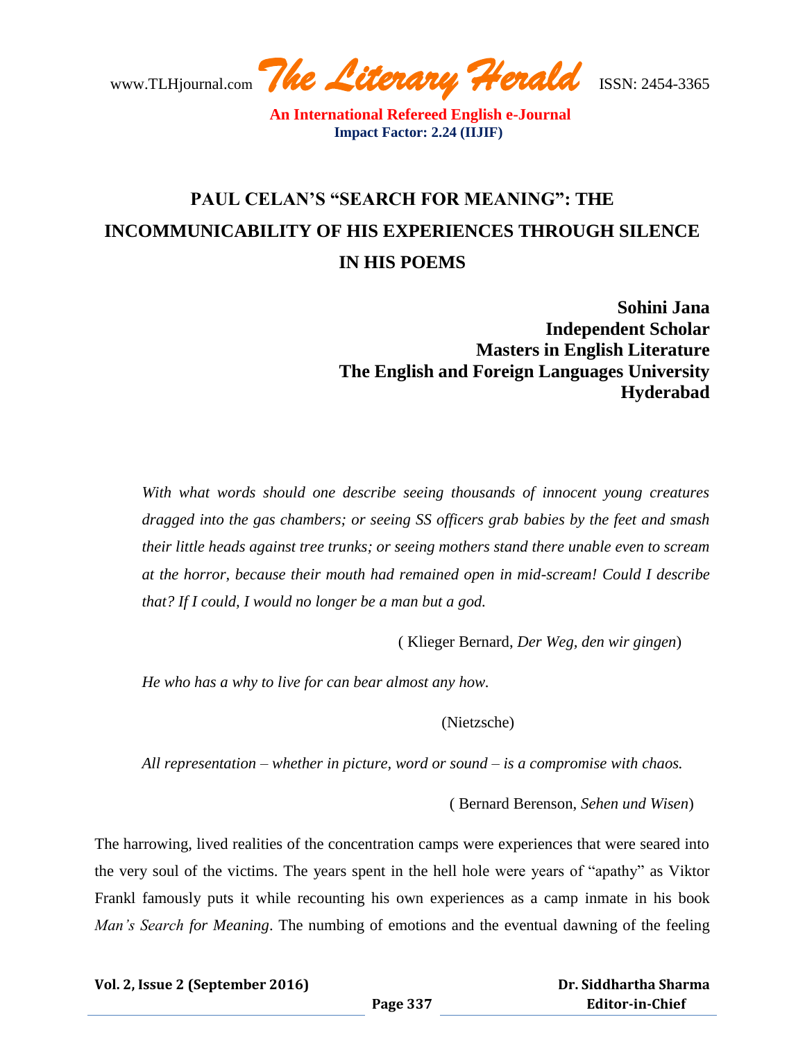# PAUL CELAN'S "SEARCH FOR MEANING": THE INCOMMUNICABILITY OF HIS EXPERIENCES THROUGH SILENCE IN HIS POEMS

**Sohini Jana**
**Independent Scholar**
**Masters in English Literature**
**The English and Foreign Languages University**
**Hyderabad**

> *With what words should one describe seeing thousands of innocent young creatures dragged into the gas chambers; or seeing SS officers grab babies by the feet and smash their little heads against tree trunks; or seeing mothers stand there unable even to scream at the horror, because their mouth had remained open in mid-scream! Could I describe that? If I could, I would no longer be a man but a god.*
>
> ( Klieger Bernard, *Der Weg, den wir gingen*)

> *He who has a why to live for can bear almost any how.*
>
> (Nietzsche)

> *All representation – whether in picture, word or sound – is a compromise with chaos.*
>
> ( Bernard Berenson, *Sehen und Wisen*)

The harrowing, lived realities of the concentration camps were experiences that were seared into the very soul of the victims. The years spent in the hell hole were years of "apathy" as Viktor Frankl famously puts it while recounting his own experiences as a camp inmate in his book *Man's Search for Meaning*. The numbing of emotions and the eventual dawning of the feeling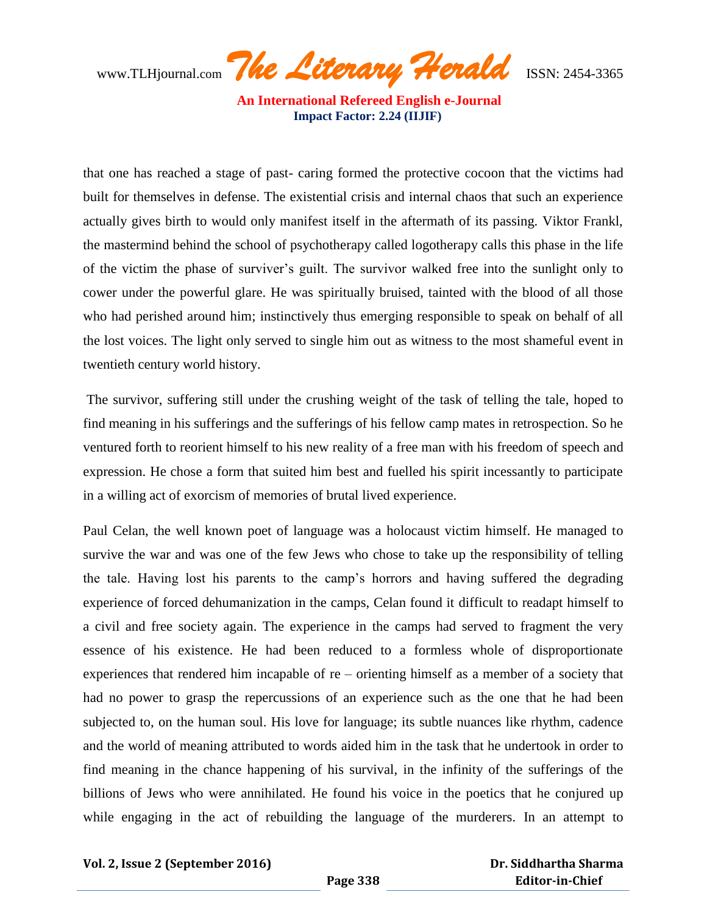that one has reached a stage of past- caring formed the protective cocoon that the victims had built for themselves in defense. The existential crisis and internal chaos that such an experience actually gives birth to would only manifest itself in the aftermath of its passing. Viktor Frankl, the mastermind behind the school of psychotherapy called logotherapy calls this phase in the life of the victim the phase of surviver's guilt. The survivor walked free into the sunlight only to cower under the powerful glare. He was spiritually bruised, tainted with the blood of all those who had perished around him; instinctively thus emerging responsible to speak on behalf of all the lost voices. The light only served to single him out as witness to the most shameful event in twentieth century world history.

The survivor, suffering still under the crushing weight of the task of telling the tale, hoped to find meaning in his sufferings and the sufferings of his fellow camp mates in retrospection. So he ventured forth to reorient himself to his new reality of a free man with his freedom of speech and expression. He chose a form that suited him best and fuelled his spirit incessantly to participate in a willing act of exorcism of memories of brutal lived experience.

Paul Celan, the well known poet of language was a holocaust victim himself. He managed to survive the war and was one of the few Jews who chose to take up the responsibility of telling the tale. Having lost his parents to the camp's horrors and having suffered the degrading experience of forced dehumanization in the camps, Celan found it difficult to readapt himself to a civil and free society again. The experience in the camps had served to fragment the very essence of his existence. He had been reduced to a formless whole of disproportionate experiences that rendered him incapable of re – orienting himself as a member of a society that had no power to grasp the repercussions of an experience such as the one that he had been subjected to, on the human soul. His love for language; its subtle nuances like rhythm, cadence and the world of meaning attributed to words aided him in the task that he undertook in order to find meaning in the chance happening of his survival, in the infinity of the sufferings of the billions of Jews who were annihilated. He found his voice in the poetics that he conjured up while engaging in the act of rebuilding the language of the murderers. In an attempt to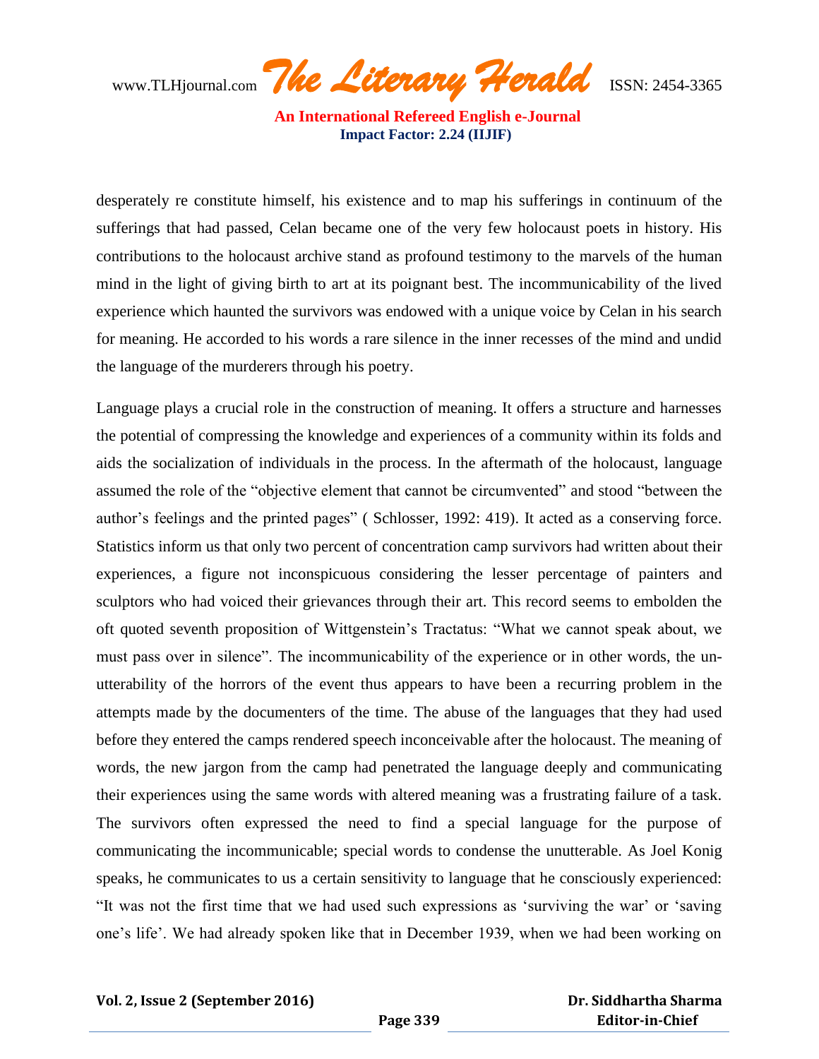desperately re constitute himself, his existence and to map his sufferings in continuum of the sufferings that had passed, Celan became one of the very few holocaust poets in history. His contributions to the holocaust archive stand as profound testimony to the marvels of the human mind in the light of giving birth to art at its poignant best. The incommunicability of the lived experience which haunted the survivors was endowed with a unique voice by Celan in his search for meaning. He accorded to his words a rare silence in the inner recesses of the mind and undid the language of the murderers through his poetry.

Language plays a crucial role in the construction of meaning. It offers a structure and harnesses the potential of compressing the knowledge and experiences of a community within its folds and aids the socialization of individuals in the process. In the aftermath of the holocaust, language assumed the role of the "objective element that cannot be circumvented" and stood "between the author's feelings and the printed pages" ( Schlosser, 1992: 419). It acted as a conserving force. Statistics inform us that only two percent of concentration camp survivors had written about their experiences, a figure not inconspicuous considering the lesser percentage of painters and sculptors who had voiced their grievances through their art. This record seems to embolden the oft quoted seventh proposition of Wittgenstein's Tractatus: "What we cannot speak about, we must pass over in silence". The incommunicability of the experience or in other words, the un-utterability of the horrors of the event thus appears to have been a recurring problem in the attempts made by the documenters of the time. The abuse of the languages that they had used before they entered the camps rendered speech inconceivable after the holocaust. The meaning of words, the new jargon from the camp had penetrated the language deeply and communicating their experiences using the same words with altered meaning was a frustrating failure of a task. The survivors often expressed the need to find a special language for the purpose of communicating the incommunicable; special words to condense the unutterable. As Joel Konig speaks, he communicates to us a certain sensitivity to language that he consciously experienced: "It was not the first time that we had used such expressions as 'surviving the war' or 'saving one's life'. We had already spoken like that in December 1939, when we had been working on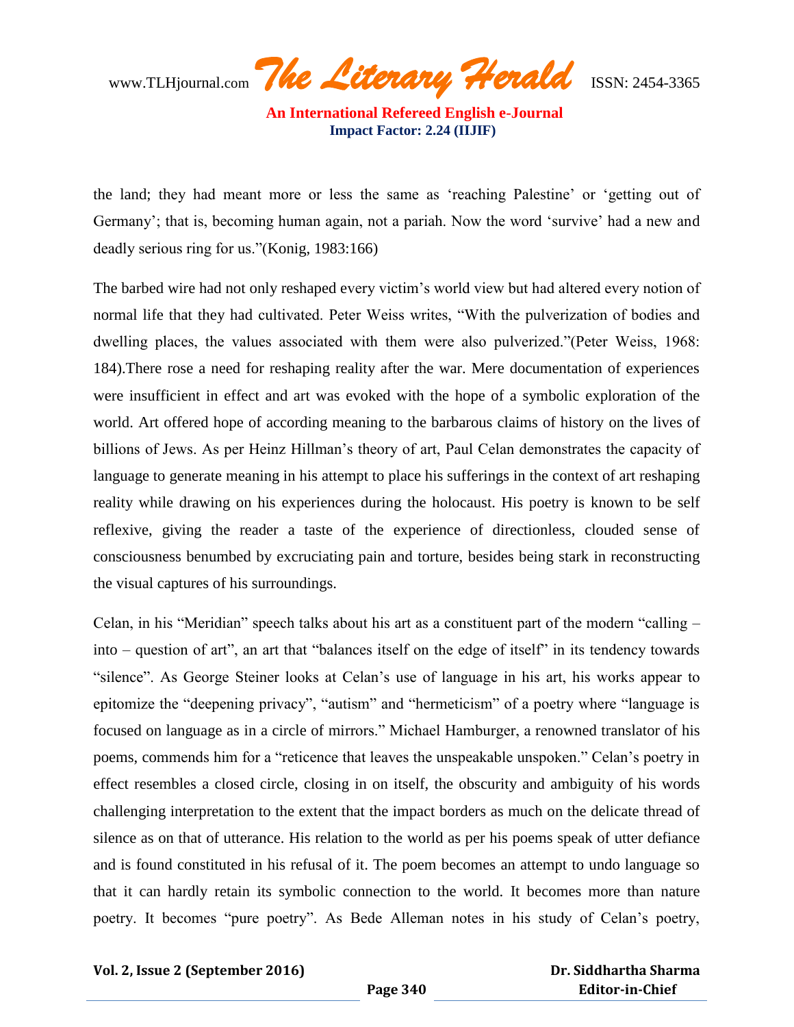the land; they had meant more or less the same as 'reaching Palestine' or 'getting out of Germany'; that is, becoming human again, not a pariah. Now the word 'survive' had a new and deadly serious ring for us."(Konig, 1983:166)

The barbed wire had not only reshaped every victim's world view but had altered every notion of normal life that they had cultivated. Peter Weiss writes, "With the pulverization of bodies and dwelling places, the values associated with them were also pulverized."(Peter Weiss, 1968: 184).There rose a need for reshaping reality after the war. Mere documentation of experiences were insufficient in effect and art was evoked with the hope of a symbolic exploration of the world. Art offered hope of according meaning to the barbarous claims of history on the lives of billions of Jews. As per Heinz Hillman's theory of art, Paul Celan demonstrates the capacity of language to generate meaning in his attempt to place his sufferings in the context of art reshaping reality while drawing on his experiences during the holocaust. His poetry is known to be self reflexive, giving the reader a taste of the experience of directionless, clouded sense of consciousness benumbed by excruciating pain and torture, besides being stark in reconstructing the visual captures of his surroundings.

Celan, in his "Meridian" speech talks about his art as a constituent part of the modern "calling – into – question of art", an art that "balances itself on the edge of itself" in its tendency towards "silence". As George Steiner looks at Celan's use of language in his art, his works appear to epitomize the "deepening privacy", "autism" and "hermeticism" of a poetry where "language is focused on language as in a circle of mirrors." Michael Hamburger, a renowned translator of his poems, commends him for a "reticence that leaves the unspeakable unspoken." Celan's poetry in effect resembles a closed circle, closing in on itself, the obscurity and ambiguity of his words challenging interpretation to the extent that the impact borders as much on the delicate thread of silence as on that of utterance. His relation to the world as per his poems speak of utter defiance and is found constituted in his refusal of it. The poem becomes an attempt to undo language so that it can hardly retain its symbolic connection to the world. It becomes more than nature poetry. It becomes "pure poetry". As Bede Alleman notes in his study of Celan's poetry,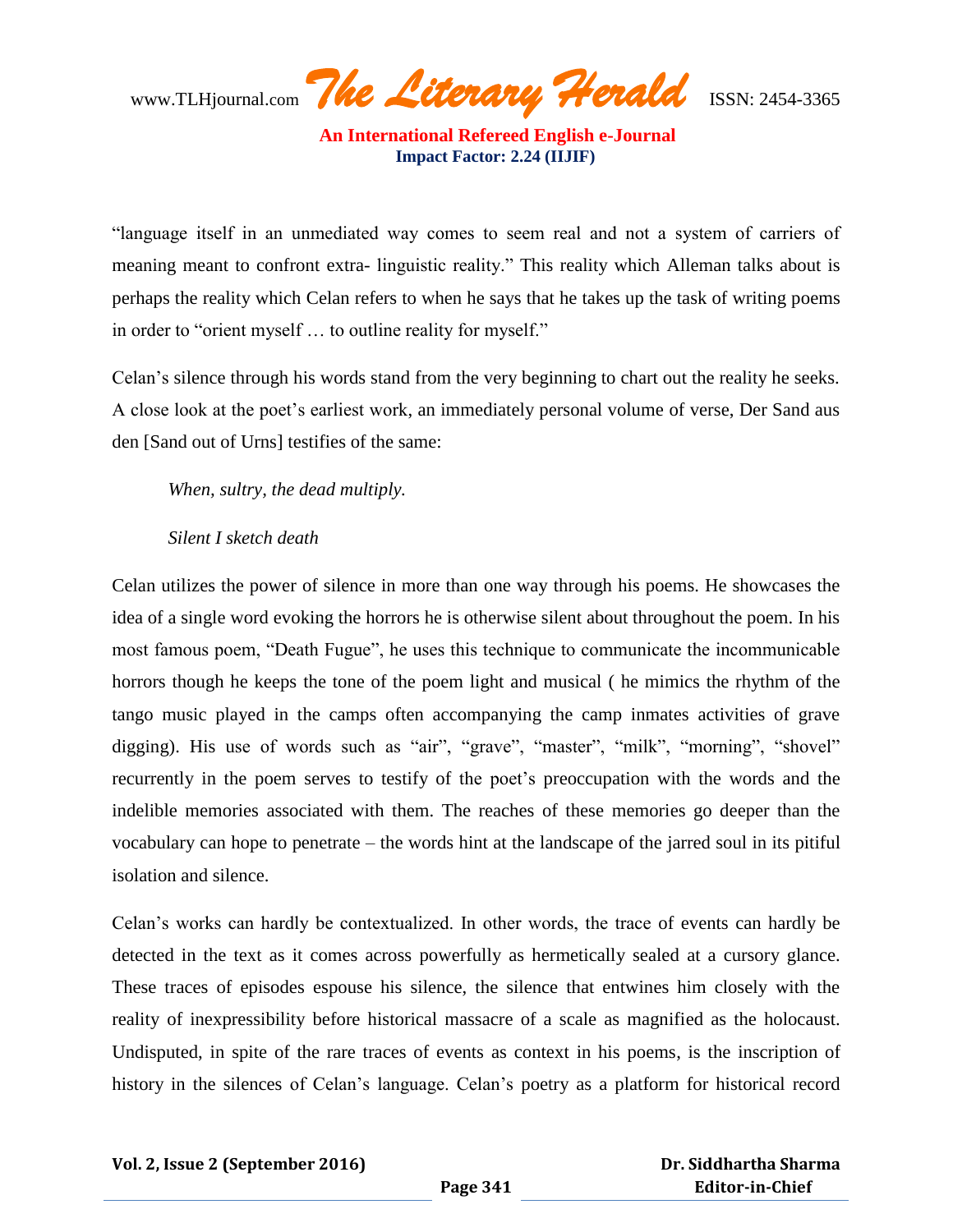"language itself in an unmediated way comes to seem real and not a system of carriers of meaning meant to confront extra- linguistic reality." This reality which Alleman talks about is perhaps the reality which Celan refers to when he says that he takes up the task of writing poems in order to "orient myself … to outline reality for myself."

Celan's silence through his words stand from the very beginning to chart out the reality he seeks. A close look at the poet's earliest work, an immediately personal volume of verse, Der Sand aus den [Sand out of Urns] testifies of the same:

*When, sultry, the dead multiply.*

*Silent I sketch death*

Celan utilizes the power of silence in more than one way through his poems. He showcases the idea of a single word evoking the horrors he is otherwise silent about throughout the poem. In his most famous poem, "Death Fugue", he uses this technique to communicate the incommunicable horrors though he keeps the tone of the poem light and musical ( he mimics the rhythm of the tango music played in the camps often accompanying the camp inmates activities of grave digging). His use of words such as "air", "grave", "master", "milk", "morning", "shovel" recurrently in the poem serves to testify of the poet's preoccupation with the words and the indelible memories associated with them. The reaches of these memories go deeper than the vocabulary can hope to penetrate – the words hint at the landscape of the jarred soul in its pitiful isolation and silence.

Celan's works can hardly be contextualized. In other words, the trace of events can hardly be detected in the text as it comes across powerfully as hermetically sealed at a cursory glance. These traces of episodes espouse his silence, the silence that entwines him closely with the reality of inexpressibility before historical massacre of a scale as magnified as the holocaust. Undisputed, in spite of the rare traces of events as context in his poems, is the inscription of history in the silences of Celan's language. Celan's poetry as a platform for historical record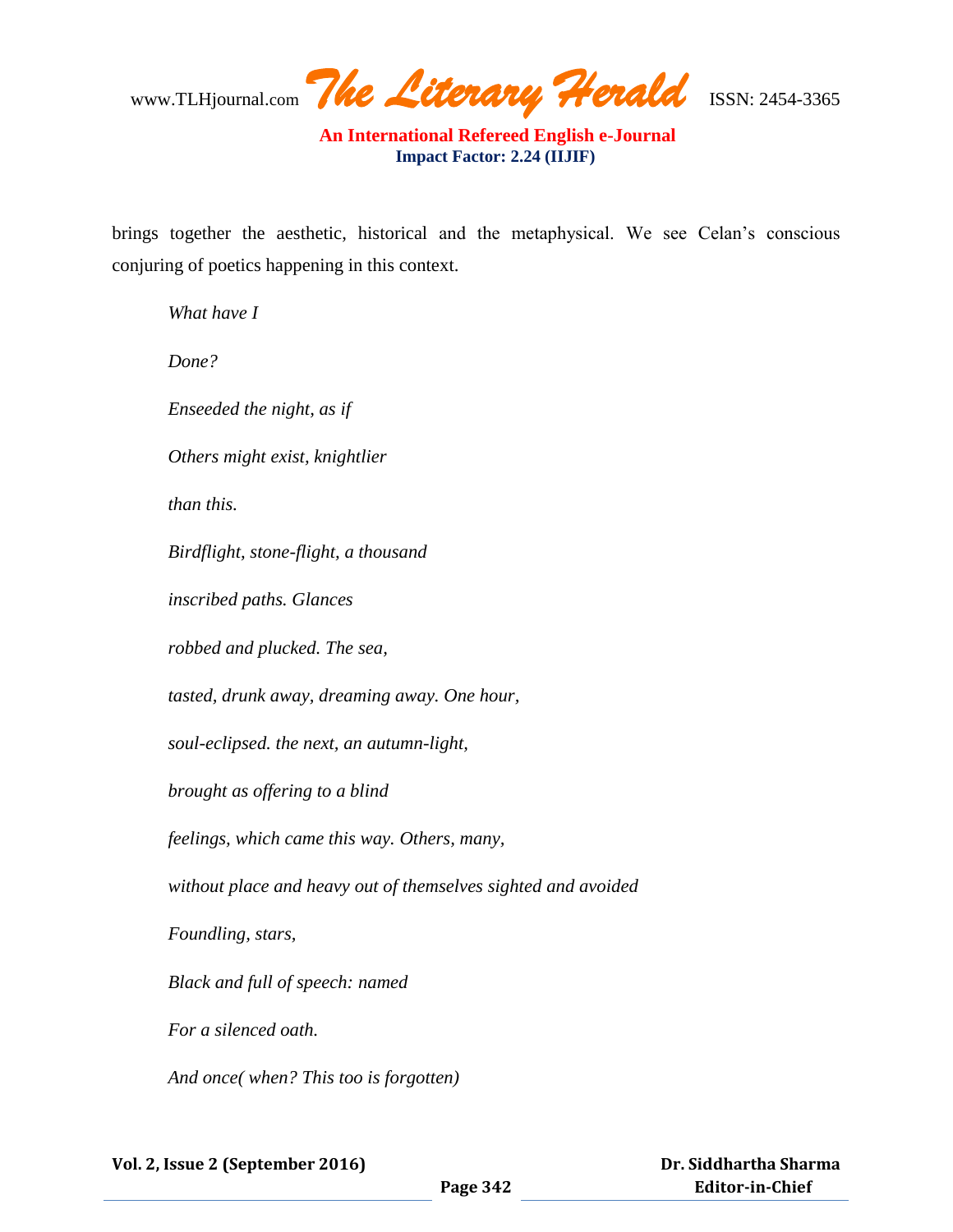brings together the aesthetic, historical and the metaphysical. We see Celan's conscious conjuring of poetics happening in this context.

*What have I*

*Done?*

*Enseeded the night, as if*

*Others might exist, knightlier*

*than this.*

*Birdflight, stone-flight, a thousand*

*inscribed paths. Glances*

*robbed and plucked. The sea,*

*tasted, drunk away, dreaming away. One hour,*

*soul-eclipsed. the next, an autumn-light,*

*brought as offering to a blind*

*feelings, which came this way. Others, many,*

*without place and heavy out of themselves sighted and avoided*

*Foundling, stars,*

*Black and full of speech: named*

*For a silenced oath.*

*And once( when? This too is forgotten)*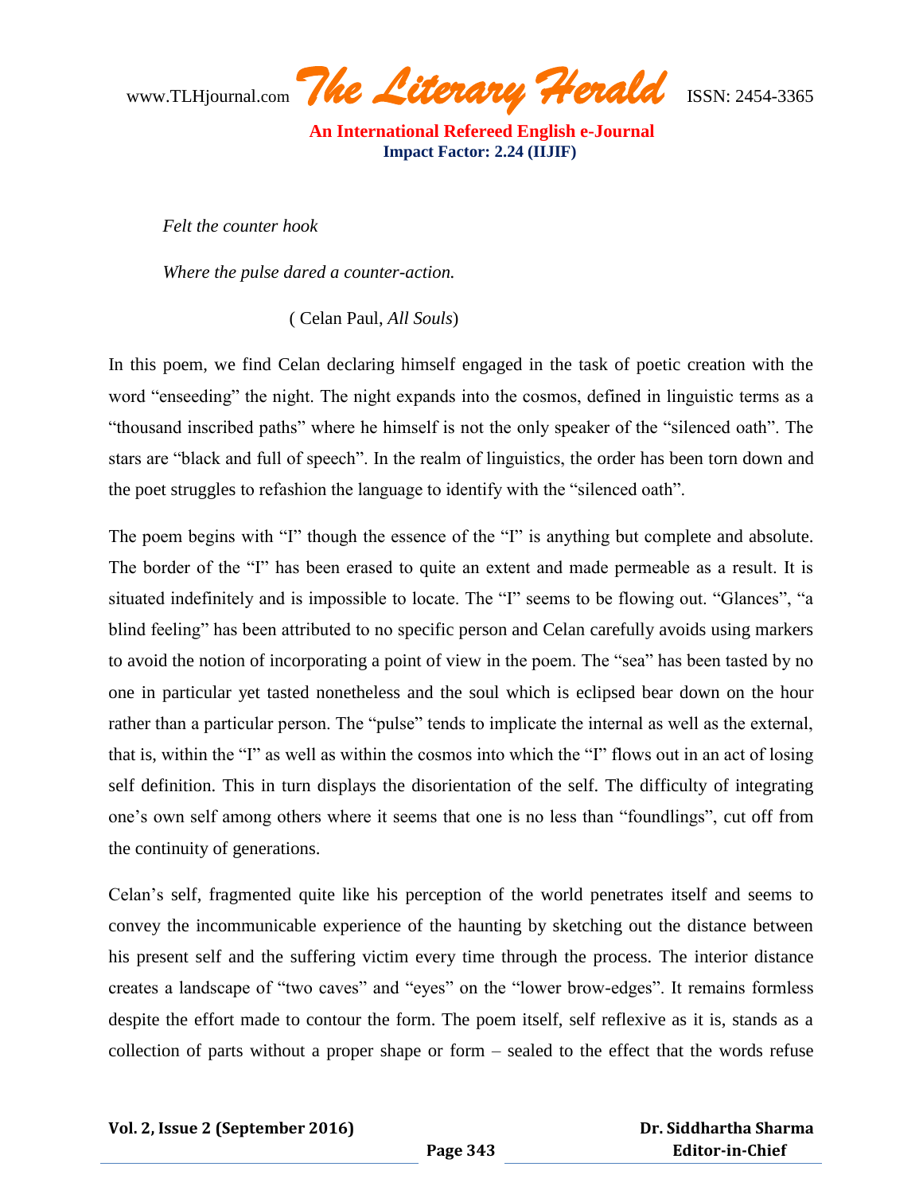*Felt the counter hook*

*Where the pulse dared a counter-action.*

( Celan Paul, *All Souls*)

In this poem, we find Celan declaring himself engaged in the task of poetic creation with the word "enseeding" the night. The night expands into the cosmos, defined in linguistic terms as a "thousand inscribed paths" where he himself is not the only speaker of the "silenced oath". The stars are "black and full of speech". In the realm of linguistics, the order has been torn down and the poet struggles to refashion the language to identify with the "silenced oath".

The poem begins with "I" though the essence of the "I" is anything but complete and absolute. The border of the "I" has been erased to quite an extent and made permeable as a result. It is situated indefinitely and is impossible to locate. The "I" seems to be flowing out. "Glances", "a blind feeling" has been attributed to no specific person and Celan carefully avoids using markers to avoid the notion of incorporating a point of view in the poem. The "sea" has been tasted by no one in particular yet tasted nonetheless and the soul which is eclipsed bear down on the hour rather than a particular person. The "pulse" tends to implicate the internal as well as the external, that is, within the "I" as well as within the cosmos into which the "I" flows out in an act of losing self definition. This in turn displays the disorientation of the self. The difficulty of integrating one's own self among others where it seems that one is no less than "foundlings", cut off from the continuity of generations.

Celan's self, fragmented quite like his perception of the world penetrates itself and seems to convey the incommunicable experience of the haunting by sketching out the distance between his present self and the suffering victim every time through the process. The interior distance creates a landscape of "two caves" and "eyes" on the "lower brow-edges". It remains formless despite the effort made to contour the form. The poem itself, self reflexive as it is, stands as a collection of parts without a proper shape or form – sealed to the effect that the words refuse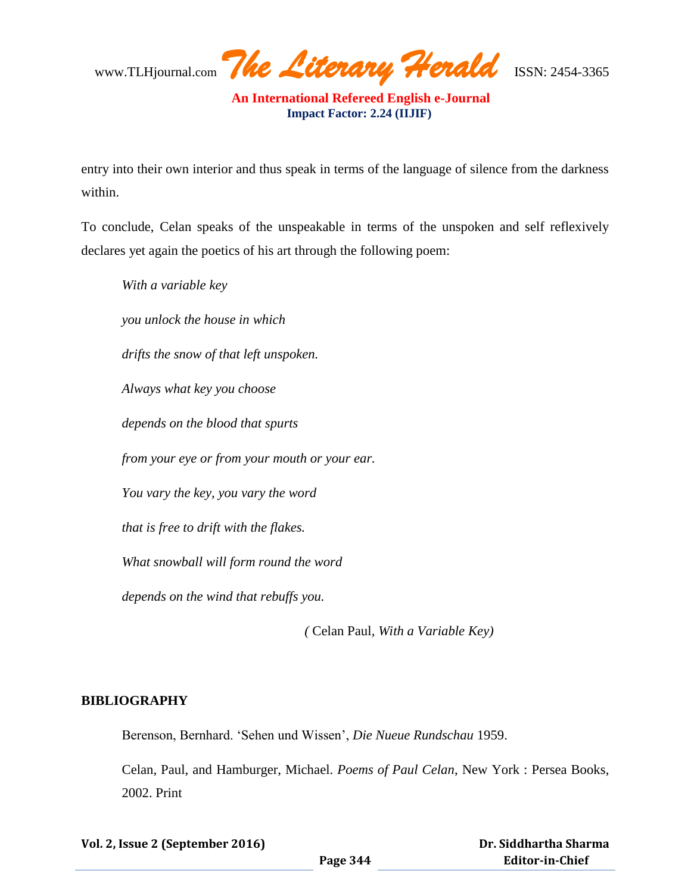entry into their own interior and thus speak in terms of the language of silence from the darkness within.

To conclude, Celan speaks of the unspeakable in terms of the unspoken and self reflexively declares yet again the poetics of his art through the following poem:

*With a variable key*

*you unlock the house in which*

*drifts the snow of that left unspoken.*

*Always what key you choose*

*depends on the blood that spurts*

*from your eye or from your mouth or your ear.*

*You vary the key, you vary the word*

*that is free to drift with the flakes.*

*What snowball will form round the word*

*depends on the wind that rebuffs you.*

*(* Celan Paul, *With a Variable Key)*

## BIBLIOGRAPHY

Berenson, Bernhard. 'Sehen und Wissen', *Die Nueue Rundschau* 1959.

Celan, Paul, and Hamburger, Michael. *Poems of Paul Celan*, New York : Persea Books, 2002. Print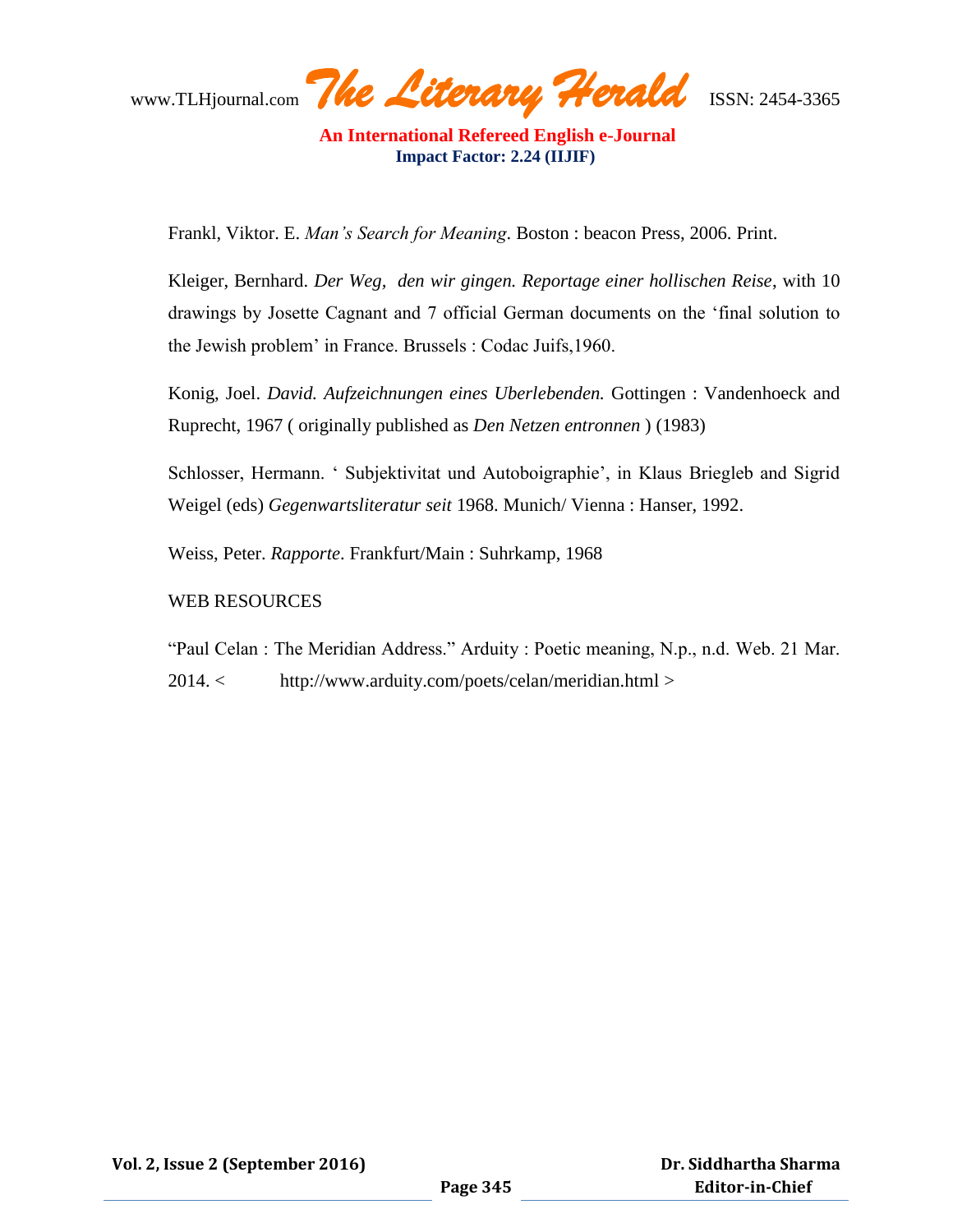Frankl, Viktor. E. *Man's Search for Meaning*. Boston : beacon Press, 2006. Print.

Kleiger, Bernhard. *Der Weg,  den wir gingen. Reportage einer hollischen Reise*, with 10 drawings by Josette Cagnant and 7 official German documents on the 'final solution to the Jewish problem' in France. Brussels : Codac Juifs,1960.

Konig, Joel. *David. Aufzeichnungen eines Uberlebenden.* Gottingen : Vandenhoeck and Ruprecht, 1967 ( originally published as *Den Netzen entronnen* ) (1983)

Schlosser, Hermann. ' Subjektivitat und Autoboigraphie', in Klaus Briegleb and Sigrid Weigel (eds) *Gegenwartsliteratur seit* 1968. Munich/ Vienna : Hanser, 1992.

Weiss, Peter. *Rapporte*. Frankfurt/Main : Suhrkamp, 1968

WEB RESOURCES

"Paul Celan : The Meridian Address." Arduity : Poetic meaning, N.p., n.d. Web. 21 Mar. 2014. <          http://www.arduity.com/poets/celan/meridian.html >